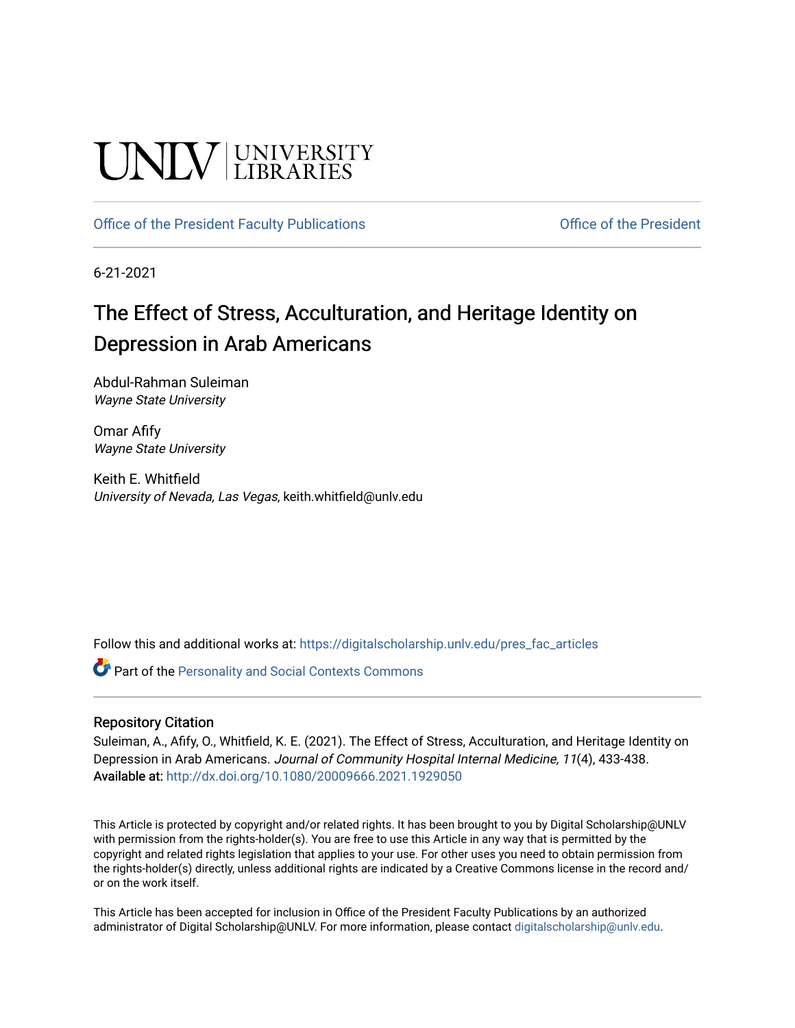UNLV | UNIVERSITY LIBRARIES

Office of the President Faculty Publications

Office of the President

6-21-2021

# The Effect of Stress, Acculturation, and Heritage Identity on Depression in Arab Americans

Abdul-Rahman Suleiman
*Wayne State University*

Omar Afify
*Wayne State University*

Keith E. Whitfield
*University of Nevada, Las Vegas*, keith.whitfield@unlv.edu

Follow this and additional works at: https://digitalscholarship.unlv.edu/pres_fac_articles

Part of the Personality and Social Contexts Commons

## Repository Citation

Suleiman, A., Afify, O., Whitfield, K. E. (2021). The Effect of Stress, Acculturation, and Heritage Identity on Depression in Arab Americans. *Journal of Community Hospital Internal Medicine, 11*(4), 433-438.
Available at: http://dx.doi.org/10.1080/20009666.2021.1929050

This Article is protected by copyright and/or related rights. It has been brought to you by Digital Scholarship@UNLV with permission from the rights-holder(s). You are free to use this Article in any way that is permitted by the copyright and related rights legislation that applies to your use. For other uses you need to obtain permission from the rights-holder(s) directly, unless additional rights are indicated by a Creative Commons license in the record and/or on the work itself.

This Article has been accepted for inclusion in Office of the President Faculty Publications by an authorized administrator of Digital Scholarship@UNLV. For more information, please contact digitalscholarship@unlv.edu.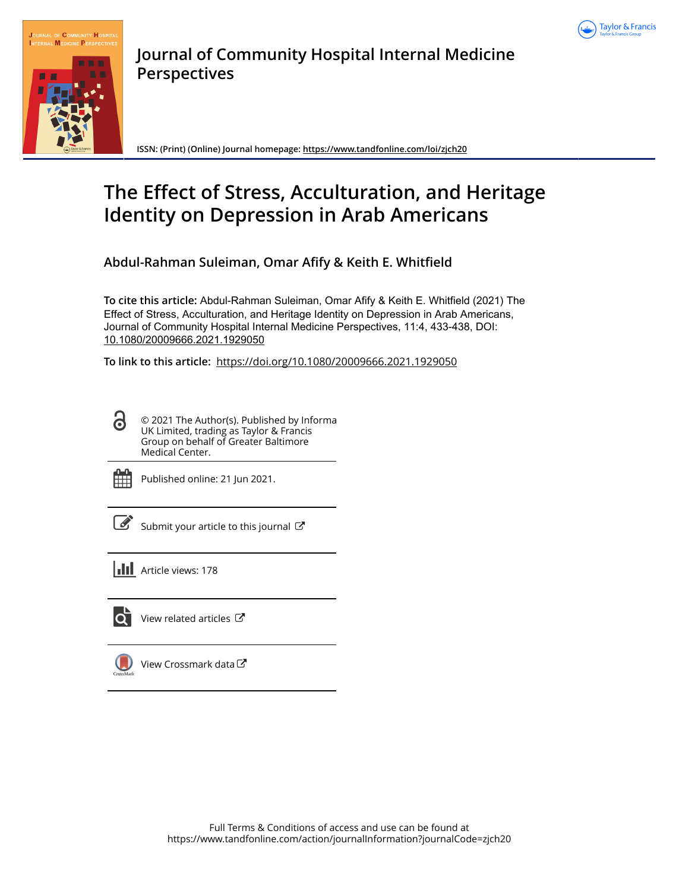# Journal of Community Hospital Internal Medicine Perspectives

ISSN: (Print) (Online) Journal homepage: https://www.tandfonline.com/loi/zjch20

# The Effect of Stress, Acculturation, and Heritage Identity on Depression in Arab Americans

## Abdul-Rahman Suleiman, Omar Afify & Keith E. Whitfield

**To cite this article:** Abdul-Rahman Suleiman, Omar Afify & Keith E. Whitfield (2021) The Effect of Stress, Acculturation, and Heritage Identity on Depression in Arab Americans, Journal of Community Hospital Internal Medicine Perspectives, 11:4, 433-438, DOI: 10.1080/20009666.2021.1929050

**To link to this article:** https://doi.org/10.1080/20009666.2021.1929050

© 2021 The Author(s). Published by Informa UK Limited, trading as Taylor & Francis Group on behalf of Greater Baltimore Medical Center.

Published online: 21 Jun 2021.

Submit your article to this journal

Article views: 178

View related articles

View Crossmark data

Full Terms & Conditions of access and use can be found at https://www.tandfonline.com/action/journalInformation?journalCode=zjch20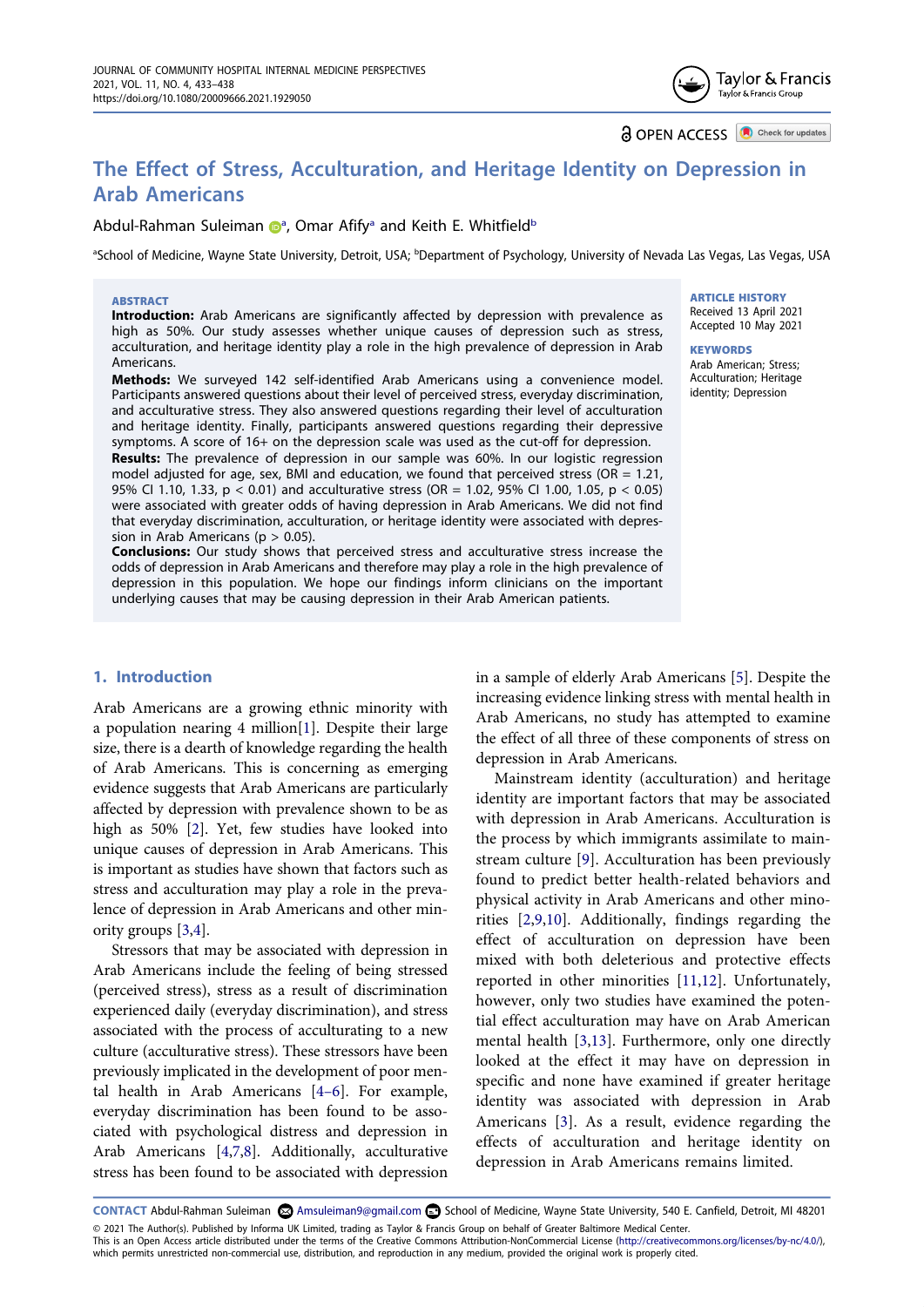# The Effect of Stress, Acculturation, and Heritage Identity on Depression in Arab Americans

Abdul-Rahman Suleiman [a], Omar Afify [a] and Keith E. Whitfield [b]

[a]School of Medicine, Wayne State University, Detroit, USA; [b]Department of Psychology, University of Nevada Las Vegas, Las Vegas, USA

## ABSTRACT

**Introduction:** Arab Americans are significantly affected by depression with prevalence as high as 50%. Our study assesses whether unique causes of depression such as stress, acculturation, and heritage identity play a role in the high prevalence of depression in Arab Americans.

**Methods:** We surveyed 142 self-identified Arab Americans using a convenience model. Participants answered questions about their level of perceived stress, everyday discrimination, and acculturative stress. They also answered questions regarding their level of acculturation and heritage identity. Finally, participants answered questions regarding their depressive symptoms. A score of 16+ on the depression scale was used as the cut-off for depression.

**Results:** The prevalence of depression in our sample was 60%. In our logistic regression model adjusted for age, sex, BMI and education, we found that perceived stress (OR = 1.21, 95% CI 1.10, 1.33, $p < 0.01$) and acculturative stress (OR = 1.02, 95% CI 1.00, 1.05, $p < 0.05$) were associated with greater odds of having depression in Arab Americans. We did not find that everyday discrimination, acculturation, or heritage identity were associated with depression in Arab Americans ($p > 0.05$).

**Conclusions:** Our study shows that perceived stress and acculturative stress increase the odds of depression in Arab Americans and therefore may play a role in the high prevalence of depression in this population. We hope our findings inform clinicians on the important underlying causes that may be causing depression in their Arab American patients.

**ARTICLE HISTORY**
Received 13 April 2021
Accepted 10 May 2021

**KEYWORDS**
Arab American; Stress; Acculturation; Heritage identity; Depression

## 1. Introduction

Arab Americans are a growing ethnic minority with a population nearing 4 million[1]. Despite their large size, there is a dearth of knowledge regarding the health of Arab Americans. This is concerning as emerging evidence suggests that Arab Americans are particularly affected by depression with prevalence shown to be as high as 50% [2]. Yet, few studies have looked into unique causes of depression in Arab Americans. This is important as studies have shown that factors such as stress and acculturation may play a role in the prevalence of depression in Arab Americans and other minority groups [3,4].

Stressors that may be associated with depression in Arab Americans include the feeling of being stressed (perceived stress), stress as a result of discrimination experienced daily (everyday discrimination), and stress associated with the process of acculturating to a new culture (acculturative stress). These stressors have been previously implicated in the development of poor mental health in Arab Americans [4–6]. For example, everyday discrimination has been found to be associated with psychological distress and depression in Arab Americans [4,7,8]. Additionally, acculturative stress has been found to be associated with depression in a sample of elderly Arab Americans [5]. Despite the increasing evidence linking stress with mental health in Arab Americans, no study has attempted to examine the effect of all three of these components of stress on depression in Arab Americans.

Mainstream identity (acculturation) and heritage identity are important factors that may be associated with depression in Arab Americans. Acculturation is the process by which immigrants assimilate to mainstream culture [9]. Acculturation has been previously found to predict better health-related behaviors and physical activity in Arab Americans and other minorities [2,9,10]. Additionally, findings regarding the effect of acculturation on depression have been mixed with both deleterious and protective effects reported in other minorities [11,12]. Unfortunately, however, only two studies have examined the potential effect acculturation may have on Arab American mental health [3,13]. Furthermore, only one directly looked at the effect it may have on depression in specific and none have examined if greater heritage identity was associated with depression in Arab Americans [3]. As a result, evidence regarding the effects of acculturation and heritage identity on depression in Arab Americans remains limited.

**CONTACT** Abdul-Rahman Suleiman Amsuleiman9@gmail.com School of Medicine, Wayne State University, 540 E. Canfield, Detroit, MI 48201

© 2021 The Author(s). Published by Informa UK Limited, trading as Taylor & Francis Group on behalf of Greater Baltimore Medical Center.
This is an Open Access article distributed under the terms of the Creative Commons Attribution-NonCommercial License (http://creativecommons.org/licenses/by-nc/4.0/), which permits unrestricted non-commercial use, distribution, and reproduction in any medium, provided the original work is properly cited.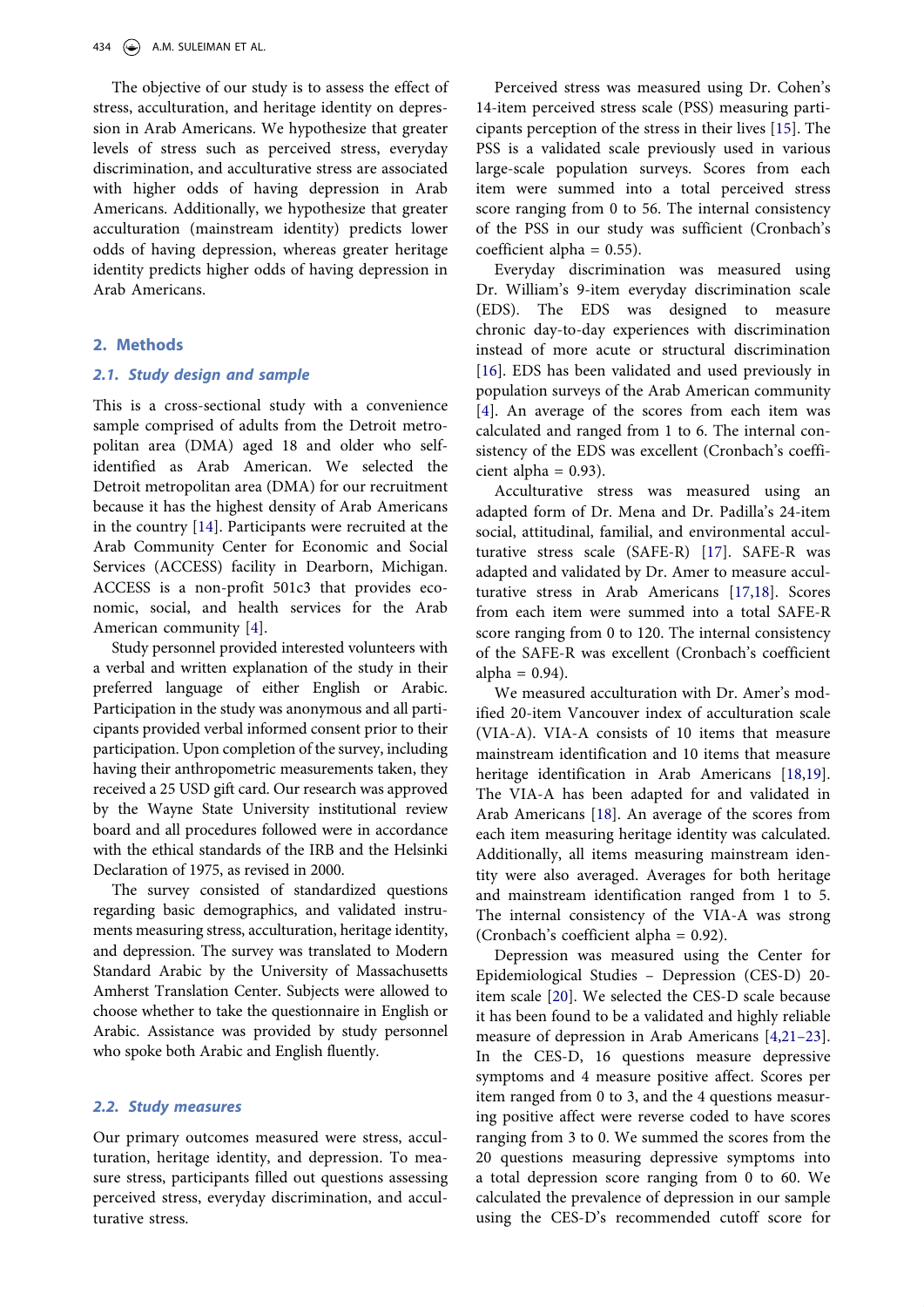The objective of our study is to assess the effect of stress, acculturation, and heritage identity on depression in Arab Americans. We hypothesize that greater levels of stress such as perceived stress, everyday discrimination, and acculturative stress are associated with higher odds of having depression in Arab Americans. Additionally, we hypothesize that greater acculturation (mainstream identity) predicts lower odds of having depression, whereas greater heritage identity predicts higher odds of having depression in Arab Americans.

## 2. Methods

### 2.1. Study design and sample

This is a cross-sectional study with a convenience sample comprised of adults from the Detroit metropolitan area (DMA) aged 18 and older who self-identified as Arab American. We selected the Detroit metropolitan area (DMA) for our recruitment because it has the highest density of Arab Americans in the country [14]. Participants were recruited at the Arab Community Center for Economic and Social Services (ACCESS) facility in Dearborn, Michigan. ACCESS is a non-profit 501c3 that provides economic, social, and health services for the Arab American community [4].

Study personnel provided interested volunteers with a verbal and written explanation of the study in their preferred language of either English or Arabic. Participation in the study was anonymous and all participants provided verbal informed consent prior to their participation. Upon completion of the survey, including having their anthropometric measurements taken, they received a 25 USD gift card. Our research was approved by the Wayne State University institutional review board and all procedures followed were in accordance with the ethical standards of the IRB and the Helsinki Declaration of 1975, as revised in 2000.

The survey consisted of standardized questions regarding basic demographics, and validated instruments measuring stress, acculturation, heritage identity, and depression. The survey was translated to Modern Standard Arabic by the University of Massachusetts Amherst Translation Center. Subjects were allowed to choose whether to take the questionnaire in English or Arabic. Assistance was provided by study personnel who spoke both Arabic and English fluently.

### 2.2. Study measures

Our primary outcomes measured were stress, acculturation, heritage identity, and depression. To measure stress, participants filled out questions assessing perceived stress, everyday discrimination, and acculturative stress.

Perceived stress was measured using Dr. Cohen's 14-item perceived stress scale (PSS) measuring participants perception of the stress in their lives [15]. The PSS is a validated scale previously used in various large-scale population surveys. Scores from each item were summed into a total perceived stress score ranging from 0 to 56. The internal consistency of the PSS in our study was sufficient (Cronbach's coefficient alpha = 0.55).

Everyday discrimination was measured using Dr. William's 9-item everyday discrimination scale (EDS). The EDS was designed to measure chronic day-to-day experiences with discrimination instead of more acute or structural discrimination [16]. EDS has been validated and used previously in population surveys of the Arab American community [4]. An average of the scores from each item was calculated and ranged from 1 to 6. The internal consistency of the EDS was excellent (Cronbach's coefficient alpha = 0.93).

Acculturative stress was measured using an adapted form of Dr. Mena and Dr. Padilla's 24-item social, attitudinal, familial, and environmental acculturative stress scale (SAFE-R) [17]. SAFE-R was adapted and validated by Dr. Amer to measure acculturative stress in Arab Americans [17,18]. Scores from each item were summed into a total SAFE-R score ranging from 0 to 120. The internal consistency of the SAFE-R was excellent (Cronbach's coefficient alpha = 0.94).

We measured acculturation with Dr. Amer's modified 20-item Vancouver index of acculturation scale (VIA-A). VIA-A consists of 10 items that measure mainstream identification and 10 items that measure heritage identification in Arab Americans [18,19]. The VIA-A has been adapted for and validated in Arab Americans [18]. An average of the scores from each item measuring heritage identity was calculated. Additionally, all items measuring mainstream identity were also averaged. Averages for both heritage and mainstream identification ranged from 1 to 5. The internal consistency of the VIA-A was strong (Cronbach's coefficient alpha = 0.92).

Depression was measured using the Center for Epidemiological Studies – Depression (CES-D) 20-item scale [20]. We selected the CES-D scale because it has been found to be a validated and highly reliable measure of depression in Arab Americans [4,21–23]. In the CES-D, 16 questions measure depressive symptoms and 4 measure positive affect. Scores per item ranged from 0 to 3, and the 4 questions measuring positive affect were reverse coded to have scores ranging from 3 to 0. We summed the scores from the 20 questions measuring depressive symptoms into a total depression score ranging from 0 to 60. We calculated the prevalence of depression in our sample using the CES-D's recommended cutoff score for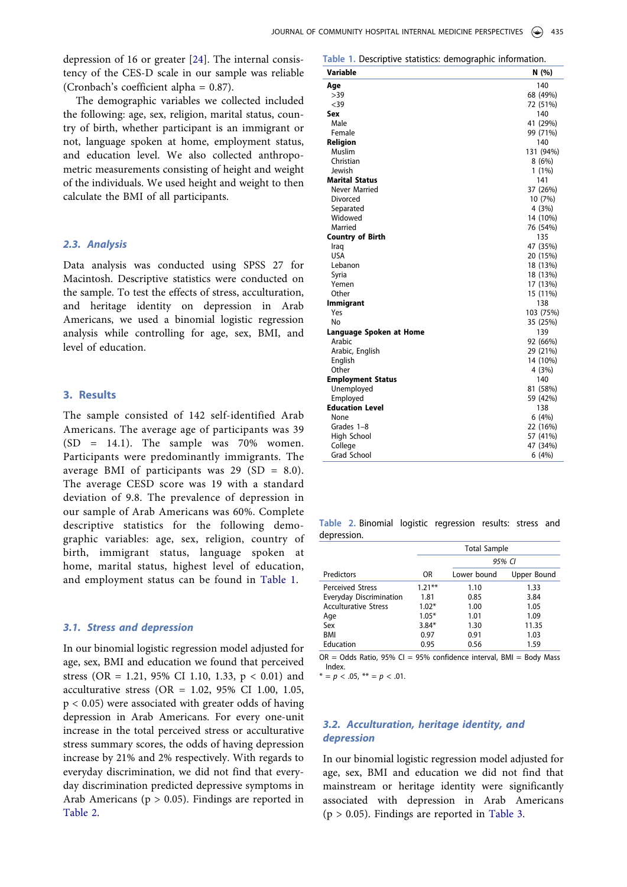depression of 16 or greater [24]. The internal consistency of the CES-D scale in our sample was reliable (Cronbach's coefficient alpha = 0.87).

The demographic variables we collected included the following: age, sex, religion, marital status, country of birth, whether participant is an immigrant or not, language spoken at home, employment status, and education level. We also collected anthropometric measurements consisting of height and weight of the individuals. We used height and weight to then calculate the BMI of all participants.

### 2.3. Analysis

Data analysis was conducted using SPSS 27 for Macintosh. Descriptive statistics were conducted on the sample. To test the effects of stress, acculturation, and heritage identity on depression in Arab Americans, we used a binomial logistic regression analysis while controlling for age, sex, BMI, and level of education.

## 3. Results

The sample consisted of 142 self-identified Arab Americans. The average age of participants was 39 (SD = 14.1). The sample was 70% women. Participants were predominantly immigrants. The average BMI of participants was 29 (SD = 8.0). The average CESD score was 19 with a standard deviation of 9.8. The prevalence of depression in our sample of Arab Americans was 60%. Complete descriptive statistics for the following demographic variables: age, sex, religion, country of birth, immigrant status, language spoken at home, marital status, highest level of education, and employment status can be found in Table 1.

**Table 1.** Descriptive statistics: demographic information.

| Variable | N (%) |
|---|---|
| **Age** | 140 |
| >39 | 68 (49%) |
| <39 | 72 (51%) |
| **Sex** | 140 |
| Male | 41 (29%) |
| Female | 99 (71%) |
| **Religion** | 140 |
| Muslim | 131 (94%) |
| Christian | 8 (6%) |
| Jewish | 1 (1%) |
| **Marital Status** | 141 |
| Never Married | 37 (26%) |
| Divorced | 10 (7%) |
| Separated | 4 (3%) |
| Widowed | 14 (10%) |
| Married | 76 (54%) |
| **Country of Birth** | 135 |
| Iraq | 47 (35%) |
| USA | 20 (15%) |
| Lebanon | 18 (13%) |
| Syria | 18 (13%) |
| Yemen | 17 (13%) |
| Other | 15 (11%) |
| **Immigrant** | 138 |
| Yes | 103 (75%) |
| No | 35 (25%) |
| **Language Spoken at Home** | 139 |
| Arabic | 92 (66%) |
| Arabic, English | 29 (21%) |
| English | 14 (10%) |
| Other | 4 (3%) |
| **Employment Status** | 140 |
| Unemployed | 81 (58%) |
| Employed | 59 (42%) |
| **Education Level** | 138 |
| None | 6 (4%) |
| Grades 1–8 | 22 (16%) |
| High School | 57 (41%) |
| College | 47 (34%) |
| Grad School | 6 (4%) |

### 3.1. Stress and depression

In our binomial logistic regression model adjusted for age, sex, BMI and education we found that perceived stress (OR = 1.21, 95% CI 1.10, 1.33, $p < 0.01$) and acculturative stress (OR = 1.02, 95% CI 1.00, 1.05, $p < 0.05$) were associated with greater odds of having depression in Arab Americans. For every one-unit increase in the total perceived stress or acculturative stress summary scores, the odds of having depression increase by 21% and 2% respectively. With regards to everyday discrimination, we did not find that everyday discrimination predicted depressive symptoms in Arab Americans ($p > 0.05$). Findings are reported in Table 2.

**Table 2.** Binomial logistic regression results: stress and depression.

| | Total Sample | | |
|---|---|---|---|
| | | 95% CI | |
| Predictors | OR | Lower bound | Upper Bound |
| Perceived Stress | 1.21** | 1.10 | 1.33 |
| Everyday Discrimination | 1.81 | 0.85 | 3.84 |
| Acculturative Stress | 1.02* | 1.00 | 1.05 |
| Age | 1.05* | 1.01 | 1.09 |
| Sex | 3.84* | 1.30 | 11.35 |
| BMI | 0.97 | 0.91 | 1.03 |
| Education | 0.95 | 0.56 | 1.59 |

OR = Odds Ratio, 95% CI = 95% confidence interval, BMI = Body Mass Index.
* = $p < .05$, ** = $p < .01$.

### 3.2. Acculturation, heritage identity, and depression

In our binomial logistic regression model adjusted for age, sex, BMI and education we did not find that mainstream or heritage identity were significantly associated with depression in Arab Americans ($p > 0.05$). Findings are reported in Table 3.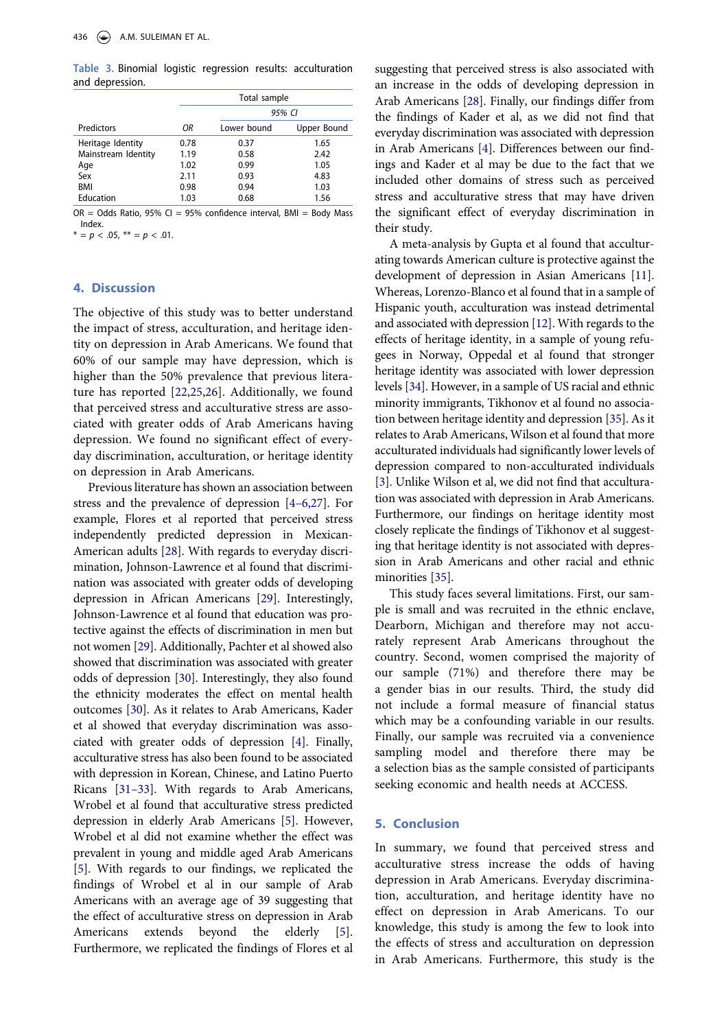**Table 3.** Binomial logistic regression results: acculturation and depression.

| | Total sample | | |
|---|---|---|---|
| | | *95% CI* | |
| Predictors | *OR* | Lower bound | Upper Bound |
| Heritage Identity | 0.78 | 0.37 | 1.65 |
| Mainstream Identity | 1.19 | 0.58 | 2.42 |
| Age | 1.02 | 0.99 | 1.05 |
| Sex | 2.11 | 0.93 | 4.83 |
| BMI | 0.98 | 0.94 | 1.03 |
| Education | 1.03 | 0.68 | 1.56 |

OR = Odds Ratio, 95% CI = 95% confidence interval, BMI = Body Mass Index.
* = $p < .05$, ** = $p < .01$.

## 4. Discussion

The objective of this study was to better understand the impact of stress, acculturation, and heritage identity on depression in Arab Americans. We found that 60% of our sample may have depression, which is higher than the 50% prevalence that previous literature has reported [22,25,26]. Additionally, we found that perceived stress and acculturative stress are associated with greater odds of Arab Americans having depression. We found no significant effect of everyday discrimination, acculturation, or heritage identity on depression in Arab Americans.

Previous literature has shown an association between stress and the prevalence of depression [4–6,27]. For example, Flores et al reported that perceived stress independently predicted depression in Mexican-American adults [28]. With regards to everyday discrimination, Johnson-Lawrence et al found that discrimination was associated with greater odds of developing depression in African Americans [29]. Interestingly, Johnson-Lawrence et al found that education was protective against the effects of discrimination in men but not women [29]. Additionally, Pachter et al showed also showed that discrimination was associated with greater odds of depression [30]. Interestingly, they also found the ethnicity moderates the effect on mental health outcomes [30]. As it relates to Arab Americans, Kader et al showed that everyday discrimination was associated with greater odds of depression [4]. Finally, acculturative stress has also been found to be associated with depression in Korean, Chinese, and Latino Puerto Ricans [31–33]. With regards to Arab Americans, Wrobel et al found that acculturative stress predicted depression in elderly Arab Americans [5]. However, Wrobel et al did not examine whether the effect was prevalent in young and middle aged Arab Americans [5]. With regards to our findings, we replicated the findings of Wrobel et al in our sample of Arab Americans with an average age of 39 suggesting that the effect of acculturative stress on depression in Arab Americans extends beyond the elderly [5]. Furthermore, we replicated the findings of Flores et al suggesting that perceived stress is also associated with an increase in the odds of developing depression in Arab Americans [28]. Finally, our findings differ from the findings of Kader et al, as we did not find that everyday discrimination was associated with depression in Arab Americans [4]. Differences between our findings and Kader et al may be due to the fact that we included other domains of stress such as perceived stress and acculturative stress that may have driven the significant effect of everyday discrimination in their study.

A meta-analysis by Gupta et al found that acculturating towards American culture is protective against the development of depression in Asian Americans [11]. Whereas, Lorenzo-Blanco et al found that in a sample of Hispanic youth, acculturation was instead detrimental and associated with depression [12]. With regards to the effects of heritage identity, in a sample of young refugees in Norway, Oppedal et al found that stronger heritage identity was associated with lower depression levels [34]. However, in a sample of US racial and ethnic minority immigrants, Tikhonov et al found no association between heritage identity and depression [35]. As it relates to Arab Americans, Wilson et al found that more acculturated individuals had significantly lower levels of depression compared to non-acculturated individuals [3]. Unlike Wilson et al, we did not find that acculturation was associated with depression in Arab Americans. Furthermore, our findings on heritage identity most closely replicate the findings of Tikhonov et al suggesting that heritage identity is not associated with depression in Arab Americans and other racial and ethnic minorities [35].

This study faces several limitations. First, our sample is small and was recruited in the ethnic enclave, Dearborn, Michigan and therefore may not accurately represent Arab Americans throughout the country. Second, women comprised the majority of our sample (71%) and therefore there may be a gender bias in our results. Third, the study did not include a formal measure of financial status which may be a confounding variable in our results. Finally, our sample was recruited via a convenience sampling model and therefore there may be a selection bias as the sample consisted of participants seeking economic and health needs at ACCESS.

## 5. Conclusion

In summary, we found that perceived stress and acculturative stress increase the odds of having depression in Arab Americans. Everyday discrimination, acculturation, and heritage identity have no effect on depression in Arab Americans. To our knowledge, this study is among the few to look into the effects of stress and acculturation on depression in Arab Americans. Furthermore, this study is the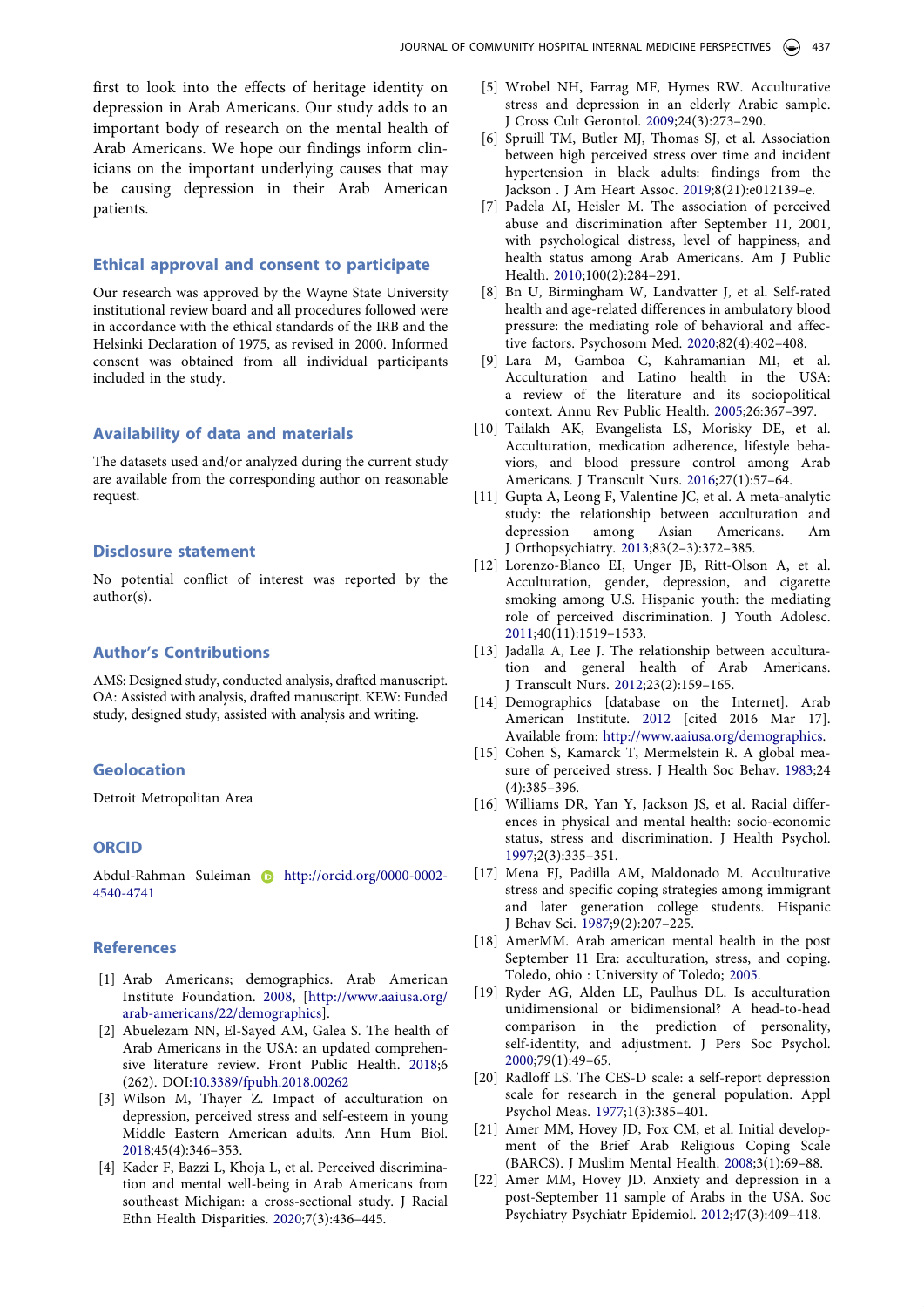first to look into the effects of heritage identity on depression in Arab Americans. Our study adds to an important body of research on the mental health of Arab Americans. We hope our findings inform clinicians on the important underlying causes that may be causing depression in their Arab American patients.

## Ethical approval and consent to participate

Our research was approved by the Wayne State University institutional review board and all procedures followed were in accordance with the ethical standards of the IRB and the Helsinki Declaration of 1975, as revised in 2000. Informed consent was obtained from all individual participants included in the study.

## Availability of data and materials

The datasets used and/or analyzed during the current study are available from the corresponding author on reasonable request.

## Disclosure statement

No potential conflict of interest was reported by the author(s).

## Author's Contributions

AMS: Designed study, conducted analysis, drafted manuscript. OA: Assisted with analysis, drafted manuscript. KEW: Funded study, designed study, assisted with analysis and writing.

## Geolocation

Detroit Metropolitan Area

## ORCID

Abdul-Rahman Suleiman http://orcid.org/0000-0002-4540-4741

## References

[1] Arab Americans; demographics. Arab American Institute Foundation. 2008, [http://www.aaiusa.org/arab-americans/22/demographics].

[2] Abuelezam NN, El-Sayed AM, Galea S. The health of Arab Americans in the USA: an updated comprehensive literature review. Front Public Health. 2018;6 (262). DOI:10.3389/fpubh.2018.00262

[3] Wilson M, Thayer Z. Impact of acculturation on depression, perceived stress and self-esteem in young Middle Eastern American adults. Ann Hum Biol. 2018;45(4):346–353.

[4] Kader F, Bazzi L, Khoja L, et al. Perceived discrimination and mental well-being in Arab Americans from southeast Michigan: a cross-sectional study. J Racial Ethn Health Disparities. 2020;7(3):436–445.

[5] Wrobel NH, Farrag MF, Hymes RW. Acculturative stress and depression in an elderly Arabic sample. J Cross Cult Gerontol. 2009;24(3):273–290.

[6] Spruill TM, Butler MJ, Thomas SJ, et al. Association between high perceived stress over time and incident hypertension in black adults: findings from the Jackson . J Am Heart Assoc. 2019;8(21):e012139–e.

[7] Padela AI, Heisler M. The association of perceived abuse and discrimination after September 11, 2001, with psychological distress, level of happiness, and health status among Arab Americans. Am J Public Health. 2010;100(2):284–291.

[8] Bn U, Birmingham W, Landvatter J, et al. Self-rated health and age-related differences in ambulatory blood pressure: the mediating role of behavioral and affective factors. Psychosom Med. 2020;82(4):402–408.

[9] Lara M, Gamboa C, Kahramanian MI, et al. Acculturation and Latino health in the USA: a review of the literature and its sociopolitical context. Annu Rev Public Health. 2005;26:367–397.

[10] Tailakh AK, Evangelista LS, Morisky DE, et al. Acculturation, medication adherence, lifestyle behaviors, and blood pressure control among Arab Americans. J Transcult Nurs. 2016;27(1):57–64.

[11] Gupta A, Leong F, Valentine JC, et al. A meta-analytic study: the relationship between acculturation and depression among Asian Americans. Am J Orthopsychiatry. 2013;83(2–3):372–385.

[12] Lorenzo-Blanco EI, Unger JB, Ritt-Olson A, et al. Acculturation, gender, depression, and cigarette smoking among U.S. Hispanic youth: the mediating role of perceived discrimination. J Youth Adolesc. 2011;40(11):1519–1533.

[13] Jadalla A, Lee J. The relationship between acculturation and general health of Arab Americans. J Transcult Nurs. 2012;23(2):159–165.

[14] Demographics [database on the Internet]. Arab American Institute. 2012 [cited 2016 Mar 17]. Available from: http://www.aaiusa.org/demographics.

[15] Cohen S, Kamarck T, Mermelstein R. A global measure of perceived stress. J Health Soc Behav. 1983;24 (4):385–396.

[16] Williams DR, Yan Y, Jackson JS, et al. Racial differences in physical and mental health: socio-economic status, stress and discrimination. J Health Psychol. 1997;2(3):335–351.

[17] Mena FJ, Padilla AM, Maldonado M. Acculturative stress and specific coping strategies among immigrant and later generation college students. Hispanic J Behav Sci. 1987;9(2):207–225.

[18] AmerMM. Arab american mental health in the post September 11 Era: acculturation, stress, and coping. Toledo, ohio : University of Toledo; 2005.

[19] Ryder AG, Alden LE, Paulhus DL. Is acculturation unidimensional or bidimensional? A head-to-head comparison in the prediction of personality, self-identity, and adjustment. J Pers Soc Psychol. 2000;79(1):49–65.

[20] Radloff LS. The CES-D scale: a self-report depression scale for research in the general population. Appl Psychol Meas. 1977;1(3):385–401.

[21] Amer MM, Hovey JD, Fox CM, et al. Initial development of the Brief Arab Religious Coping Scale (BARCS). J Muslim Mental Health. 2008;3(1):69–88.

[22] Amer MM, Hovey JD. Anxiety and depression in a post-September 11 sample of Arabs in the USA. Soc Psychiatry Psychiatr Epidemiol. 2012;47(3):409–418.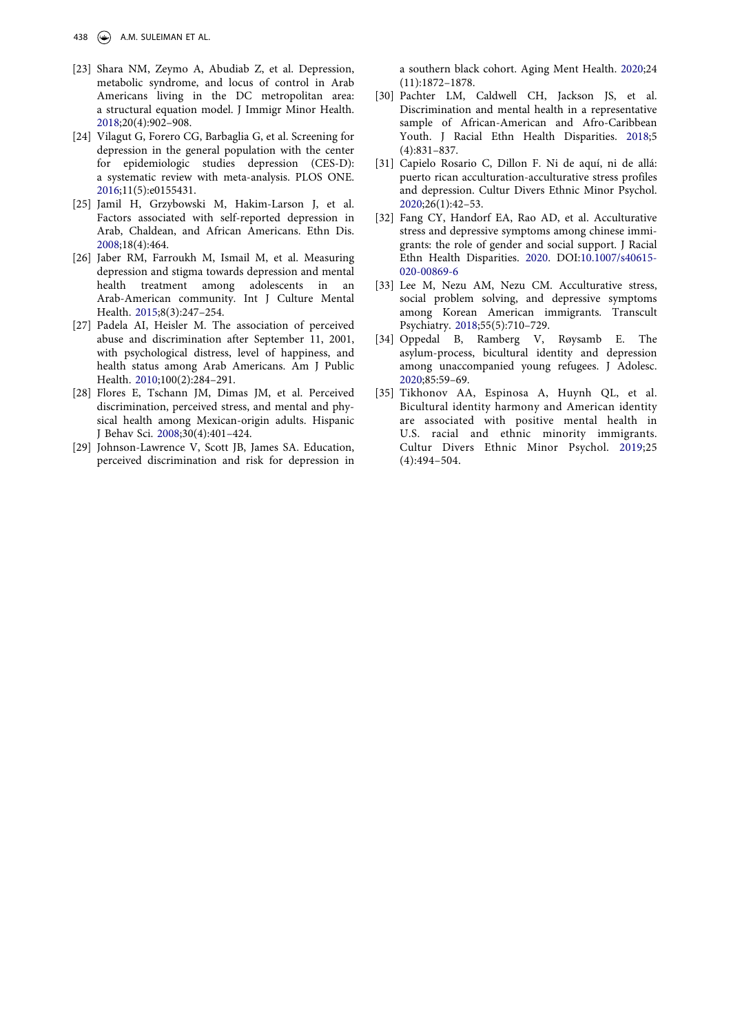[23] Shara NM, Zeymo A, Abudiab Z, et al. Depression, metabolic syndrome, and locus of control in Arab Americans living in the DC metropolitan area: a structural equation model. J Immigr Minor Health. 2018;20(4):902–908.

[24] Vilagut G, Forero CG, Barbaglia G, et al. Screening for depression in the general population with the center for epidemiologic studies depression (CES-D): a systematic review with meta-analysis. PLOS ONE. 2016;11(5):e0155431.

[25] Jamil H, Grzybowski M, Hakim-Larson J, et al. Factors associated with self-reported depression in Arab, Chaldean, and African Americans. Ethn Dis. 2008;18(4):464.

[26] Jaber RM, Farroukh M, Ismail M, et al. Measuring depression and stigma towards depression and mental health treatment among adolescents in an Arab-American community. Int J Culture Mental Health. 2015;8(3):247–254.

[27] Padela AI, Heisler M. The association of perceived abuse and discrimination after September 11, 2001, with psychological distress, level of happiness, and health status among Arab Americans. Am J Public Health. 2010;100(2):284–291.

[28] Flores E, Tschann JM, Dimas JM, et al. Perceived discrimination, perceived stress, and mental and physical health among Mexican-origin adults. Hispanic J Behav Sci. 2008;30(4):401–424.

[29] Johnson-Lawrence V, Scott JB, James SA. Education, perceived discrimination and risk for depression in a southern black cohort. Aging Ment Health. 2020;24(11):1872–1878.

[30] Pachter LM, Caldwell CH, Jackson JS, et al. Discrimination and mental health in a representative sample of African-American and Afro-Caribbean Youth. J Racial Ethn Health Disparities. 2018;5(4):831–837.

[31] Capielo Rosario C, Dillon F. Ni de aquí, ni de allá: puerto rican acculturation-acculturative stress profiles and depression. Cultur Divers Ethnic Minor Psychol. 2020;26(1):42–53.

[32] Fang CY, Handorf EA, Rao AD, et al. Acculturative stress and depressive symptoms among chinese immigrants: the role of gender and social support. J Racial Ethn Health Disparities. 2020. DOI:10.1007/s40615-020-00869-6

[33] Lee M, Nezu AM, Nezu CM. Acculturative stress, social problem solving, and depressive symptoms among Korean American immigrants. Transcult Psychiatry. 2018;55(5):710–729.

[34] Oppedal B, Ramberg V, Røysamb E. The asylum-process, bicultural identity and depression among unaccompanied young refugees. J Adolesc. 2020;85:59–69.

[35] Tikhonov AA, Espinosa A, Huynh QL, et al. Bicultural identity harmony and American identity are associated with positive mental health in U.S. racial and ethnic minority immigrants. Cultur Divers Ethnic Minor Psychol. 2019;25(4):494–504.